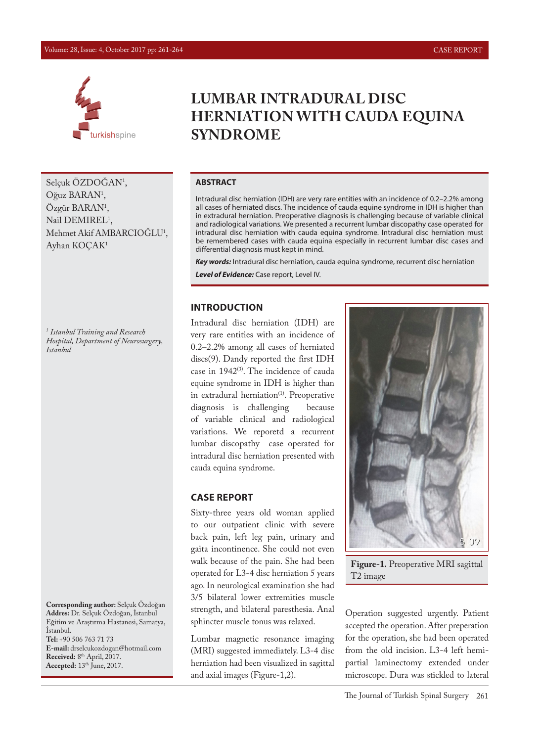# LUMBAR INTRADURAL DISC HERNIATION WITH CAUDA EQUINA SYNDROME

Selçuk ÖZDOĞAN[1], Oğuz BARAN[1], Özgür BARAN[1], Nail DEMIREL[1], Mehmet Akif AMBARCIOĞLU[1], Ayhan KOÇAK[1]

[1] *Istanbul Training and Research Hospital, Department of Neurosurgery, Istanbul*

## ABSTRACT

Intradural disc herniation (IDH) are very rare entities with an incidence of 0.2–2.2% among all cases of herniated discs. The incidence of cauda equine syndrome in IDH is higher than in extradural herniation. Preoperative diagnosis is challenging because of variable clinical and radiological variations. We presented a recurrent lumbar discopathy case operated for intradural disc herniation with cauda equina syndrome. Intradural disc herniation must be remembered cases with cauda equina especially in recurrent lumbar disc cases and differential diagnosis must kept in mind.

***Key words:*** Intradural disc herniation, cauda equina syndrome, recurrent disc herniation

***Level of Evidence:*** Case report, Level IV.

## INTRODUCTION

Intradural disc herniation (IDH) are very rare entities with an incidence of 0.2–2.2% among all cases of herniated discs(9). Dandy reported the first IDH case in 1942[3]. The incidence of cauda equine syndrome in IDH is higher than in extradural herniation[1]. Preoperative diagnosis is challenging because of variable clinical and radiological variations. We reporetd a recurrent lumbar discopathy case operated for intradural disc herniation presented with cauda equina syndrome.

## CASE REPORT

Sixty-three years old woman applied to our outpatient clinic with severe back pain, left leg pain, urinary and gaita incontinence. She could not even walk because of the pain. She had been operated for L3-4 disc herniation 5 years ago. In neurological examination she had 3/5 bilateral lower extremities muscle strength, and bilateral paresthesia. Anal sphincter muscle tonus was relaxed.

Lumbar magnetic resonance imaging (MRI) suggested immediately. L3-4 disc herniation had been visualized in sagittal and axial images (Figure-1,2).

**Figure-1.** Preoperative MRI sagittal T2 image

Operation suggested urgently. Patient accepted the operation. After preperation for the operation, she had been operated from the old incision. L3-4 left hemi-partial laminectomy extended under microscope. Dura was stickled to lateral

**Corresponding author:** Selçuk Özdoğan
**Addres:** Dr. Selçuk Özdoğan, İstanbul Eğitim ve Araştırma Hastanesi, Samatya, İstanbul.
**Tel:** +90 506 763 71 73
**E-mail:** drselcukozdogan@hotmail.com
**Received:** 8th April, 2017.
**Accepted:** 13th June, 2017.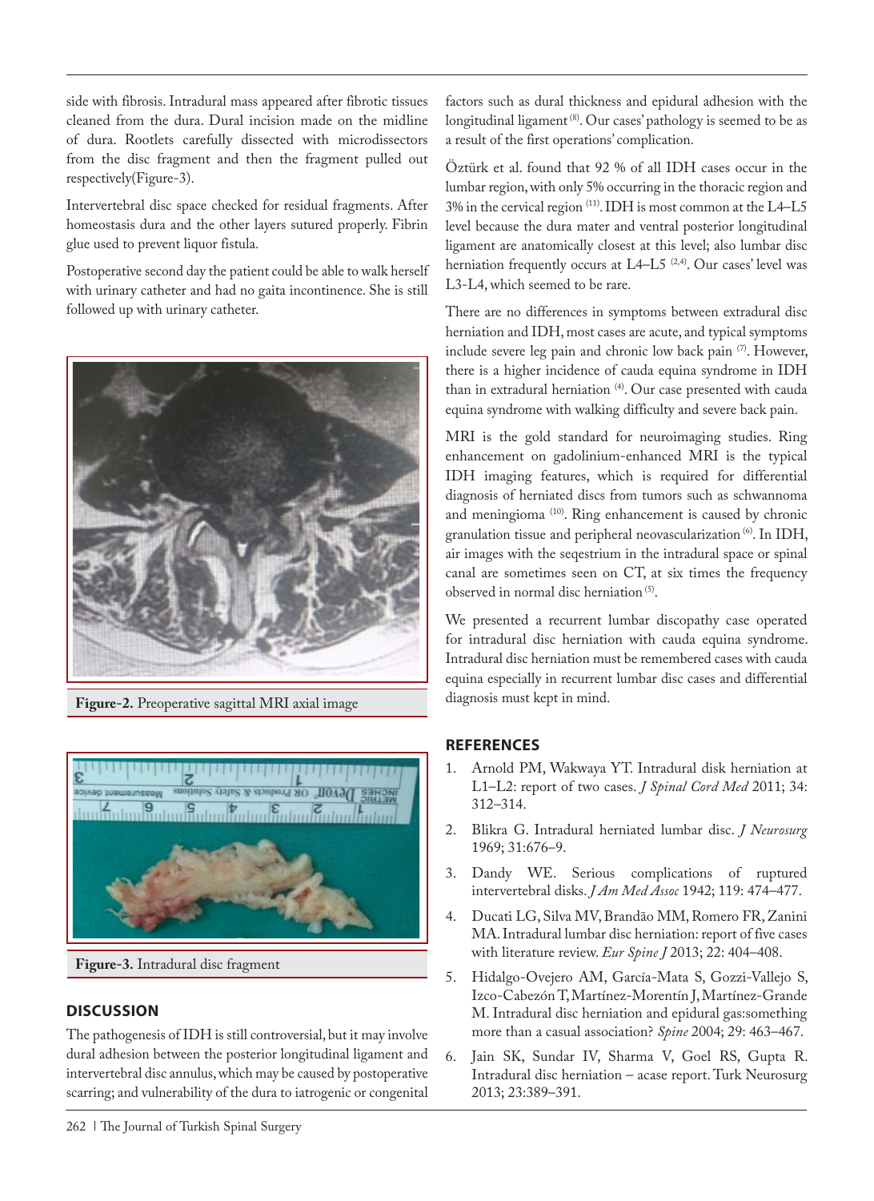side with fibrosis. Intradural mass appeared after fibrotic tissues cleaned from the dura. Dural incision made on the midline of dura. Rootlets carefully dissected with microdissectors from the disc fragment and then the fragment pulled out respectively(Figure-3).

Intervertebral disc space checked for residual fragments. After homeostasis dura and the other layers sutured properly. Fibrin glue used to prevent liquor fistula.

Postoperative second day the patient could be able to walk herself with urinary catheter and had no gaita incontinence. She is still followed up with urinary catheter.

**Figure-2.** Preoperative sagittal MRI axial image

**Figure-3.** Intradural disc fragment

## DISCUSSION

The pathogenesis of IDH is still controversial, but it may involve dural adhesion between the posterior longitudinal ligament and intervertebral disc annulus, which may be caused by postoperative scarring; and vulnerability of the dura to iatrogenic or congenital factors such as dural thickness and epidural adhesion with the longitudinal ligament[8]. Our cases' pathology is seemed to be as a result of the first operations' complication.

Öztürk et al. found that 92 % of all IDH cases occur in the lumbar region, with only 5% occurring in the thoracic region and 3% in the cervical region[11]. IDH is most common at the L4–L5 level because the dura mater and ventral posterior longitudinal ligament are anatomically closest at this level; also lumbar disc herniation frequently occurs at L4–L5[2,4]. Our cases' level was L3-L4, which seemed to be rare.

There are no differences in symptoms between extradural disc herniation and IDH, most cases are acute, and typical symptoms include severe leg pain and chronic low back pain[7]. However, there is a higher incidence of cauda equina syndrome in IDH than in extradural herniation[4]. Our case presented with cauda equina syndrome with walking difficulty and severe back pain.

MRI is the gold standard for neuroimaging studies. Ring enhancement on gadolinium-enhanced MRI is the typical IDH imaging features, which is required for differential diagnosis of herniated discs from tumors such as schwannoma and meningioma[10]. Ring enhancement is caused by chronic granulation tissue and peripheral neovascularization[6]. In IDH, air images with the seqestrium in the intradural space or spinal canal are sometimes seen on CT, at six times the frequency observed in normal disc herniation[5].

We presented a recurrent lumbar discopathy case operated for intradural disc herniation with cauda equina syndrome. Intradural disc herniation must be remembered cases with cauda equina especially in recurrent lumbar disc cases and differential diagnosis must kept in mind.

## REFERENCES

1. Arnold PM, Wakwaya YT. Intradural disk herniation at L1–L2: report of two cases. *J Spinal Cord Med* 2011; 34: 312–314.
2. Blikra G. Intradural herniated lumbar disc. *J Neurosurg* 1969; 31:676–9.
3. Dandy WE. Serious complications of ruptured intervertebral disks. *J Am Med Assoc* 1942; 119: 474–477.
4. Ducati LG, Silva MV, Brandão MM, Romero FR, Zanini MA. Intradural lumbar disc herniation: report of five cases with literature review. *Eur Spine J* 2013; 22: 404–408.
5. Hidalgo-Ovejero AM, García-Mata S, Gozzi-Vallejo S, Izco-Cabezón T, Martínez-Morentín J, Martínez-Grande M. Intradural disc herniation and epidural gas:something more than a casual association? *Spine* 2004; 29: 463–467.
6. Jain SK, Sundar IV, Sharma V, Goel RS, Gupta R. Intradural disc herniation – acase report. Turk Neurosurg 2013; 23:389–391.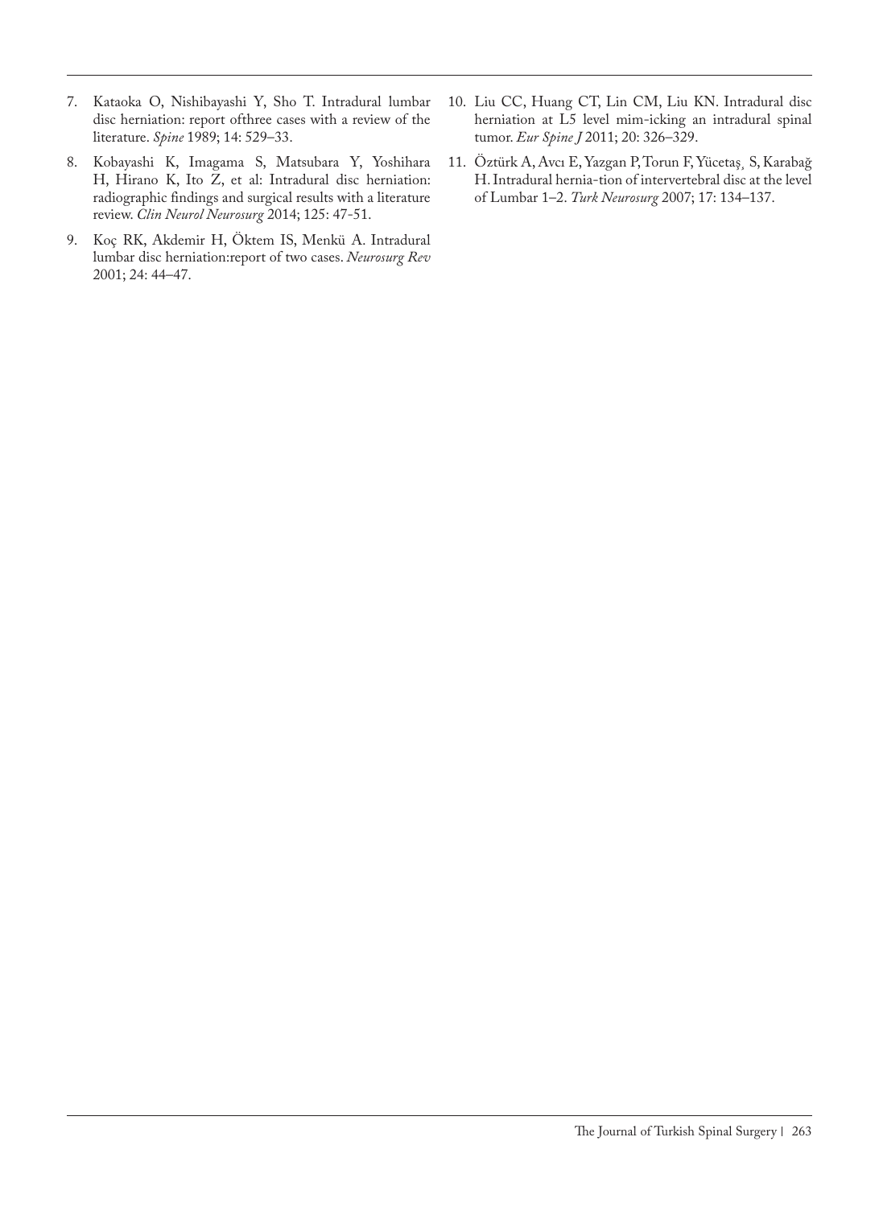7. Kataoka O, Nishibayashi Y, Sho T. Intradural lumbar disc herniation: report ofthree cases with a review of the literature. *Spine* 1989; 14: 529–33.
8. Kobayashi K, Imagama S, Matsubara Y, Yoshihara H, Hirano K, Ito Z, et al: Intradural disc herniation: radiographic findings and surgical results with a literature review. *Clin Neurol Neurosurg* 2014; 125: 47-51.
9. Koç RK, Akdemir H, Öktem IS, Menkü A. Intradural lumbar disc herniation:report of two cases. *Neurosurg Rev* 2001; 24: 44–47.
10. Liu CC, Huang CT, Lin CM, Liu KN. Intradural disc herniation at L5 level mim-icking an intradural spinal tumor. *Eur Spine J* 2011; 20: 326–329.
11. Öztürk A, Avcı E, Yazgan P, Torun F, Yücetaş¸ S, Karabağ H. Intradural hernia-tion of intervertebral disc at the level of Lumbar 1–2. *Turk Neurosurg* 2007; 17: 134–137.